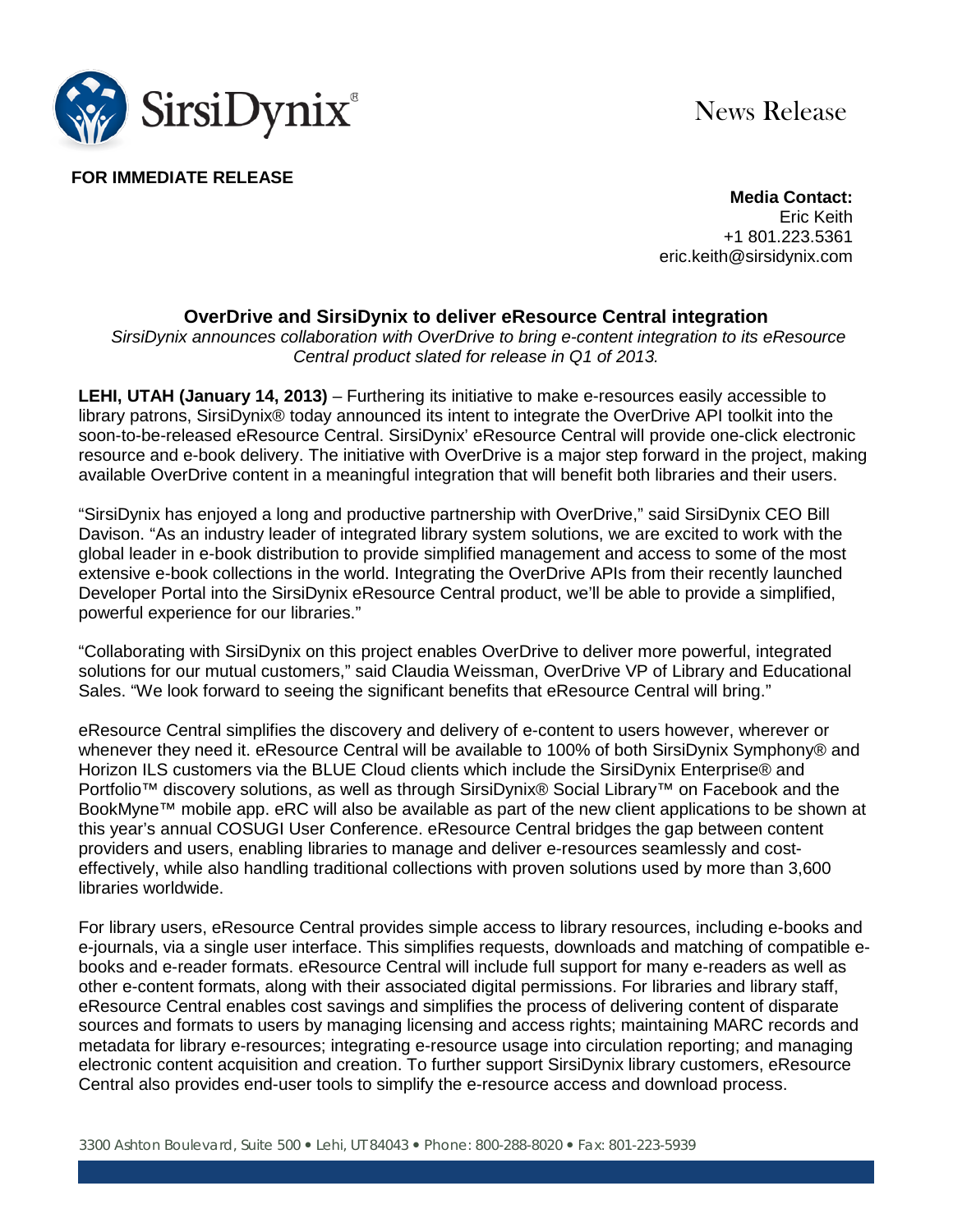SirsiDynix®

News Release

**FOR IMMEDIATE RELEASE**

**Media Contact:**
Eric Keith
+1 801.223.5361
eric.keith@sirsidynix.com

## OverDrive and SirsiDynix to deliver eResource Central integration

*SirsiDynix announces collaboration with OverDrive to bring e-content integration to its eResource Central product slated for release in Q1 of 2013.*

**LEHI, UTAH (January 14, 2013)** – Furthering its initiative to make e-resources easily accessible to library patrons, SirsiDynix® today announced its intent to integrate the OverDrive API toolkit into the soon-to-be-released eResource Central. SirsiDynix' eResource Central will provide one-click electronic resource and e-book delivery. The initiative with OverDrive is a major step forward in the project, making available OverDrive content in a meaningful integration that will benefit both libraries and their users.

"SirsiDynix has enjoyed a long and productive partnership with OverDrive," said SirsiDynix CEO Bill Davison. "As an industry leader of integrated library system solutions, we are excited to work with the global leader in e-book distribution to provide simplified management and access to some of the most extensive e-book collections in the world. Integrating the OverDrive APIs from their recently launched Developer Portal into the SirsiDynix eResource Central product, we'll be able to provide a simplified, powerful experience for our libraries."

"Collaborating with SirsiDynix on this project enables OverDrive to deliver more powerful, integrated solutions for our mutual customers," said Claudia Weissman, OverDrive VP of Library and Educational Sales. "We look forward to seeing the significant benefits that eResource Central will bring."

eResource Central simplifies the discovery and delivery of e-content to users however, wherever or whenever they need it. eResource Central will be available to 100% of both SirsiDynix Symphony® and Horizon ILS customers via the BLUE Cloud clients which include the SirsiDynix Enterprise® and Portfolio™ discovery solutions, as well as through SirsiDynix® Social Library™ on Facebook and the BookMyne™ mobile app. eRC will also be available as part of the new client applications to be shown at this year's annual COSUGI User Conference. eResource Central bridges the gap between content providers and users, enabling libraries to manage and deliver e-resources seamlessly and cost-effectively, while also handling traditional collections with proven solutions used by more than 3,600 libraries worldwide.

For library users, eResource Central provides simple access to library resources, including e-books and e-journals, via a single user interface. This simplifies requests, downloads and matching of compatible e-books and e-reader formats. eResource Central will include full support for many e-readers as well as other e-content formats, along with their associated digital permissions. For libraries and library staff, eResource Central enables cost savings and simplifies the process of delivering content of disparate sources and formats to users by managing licensing and access rights; maintaining MARC records and metadata for library e-resources; integrating e-resource usage into circulation reporting; and managing electronic content acquisition and creation. To further support SirsiDynix library customers, eResource Central also provides end-user tools to simplify the e-resource access and download process.

3300 Ashton Boulevard, Suite 500 • Lehi, UT 84043 • Phone: 800-288-8020 • Fax: 801-223-5939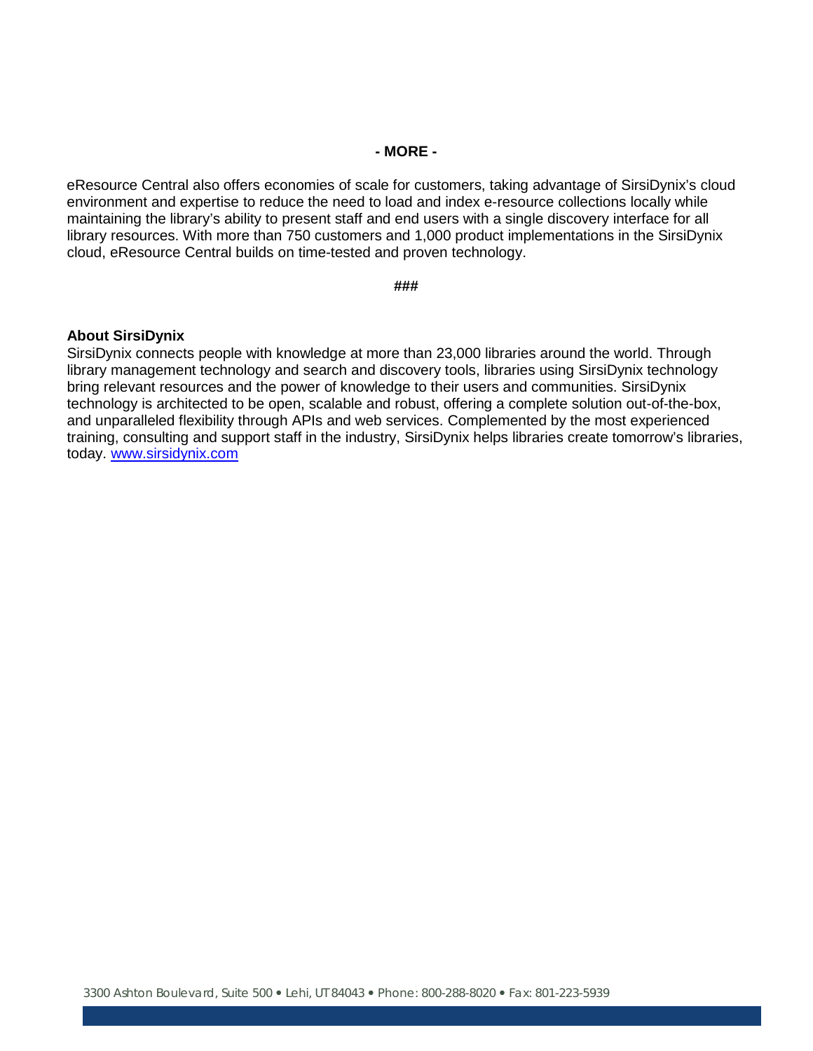**- MORE -**

eResource Central also offers economies of scale for customers, taking advantage of SirsiDynix's cloud environment and expertise to reduce the need to load and index e-resource collections locally while maintaining the library's ability to present staff and end users with a single discovery interface for all library resources. With more than 750 customers and 1,000 product implementations in the SirsiDynix cloud, eResource Central builds on time-tested and proven technology.

###

**About SirsiDynix**

SirsiDynix connects people with knowledge at more than 23,000 libraries around the world. Through library management technology and search and discovery tools, libraries using SirsiDynix technology bring relevant resources and the power of knowledge to their users and communities. SirsiDynix technology is architected to be open, scalable and robust, offering a complete solution out-of-the-box, and unparalleled flexibility through APIs and web services. Complemented by the most experienced training, consulting and support staff in the industry, SirsiDynix helps libraries create tomorrow's libraries, today. [www.sirsidynix.com](http://www.sirsidynix.com)

3300 Ashton Boulevard, Suite 500 • Lehi, UT 84043 • Phone: 800-288-8020 • Fax: 801-223-5939